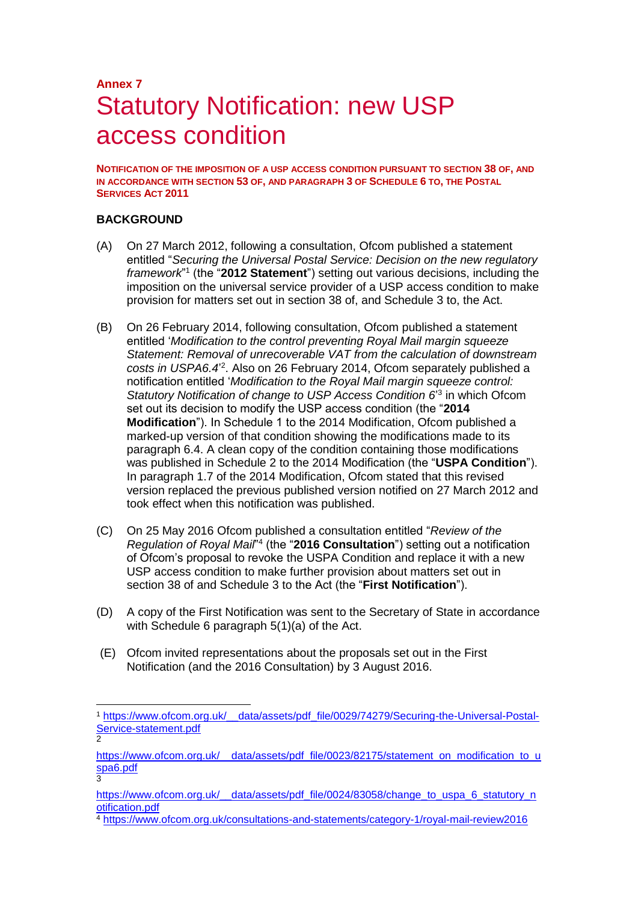**Annex 7**

# Statutory Notification: new USP access condition

**NOTIFICATION OF THE IMPOSITION OF A USP ACCESS CONDITION PURSUANT TO SECTION 38 OF, AND IN ACCORDANCE WITH SECTION 53 OF, AND PARAGRAPH 3 OF SCHEDULE 6 TO, THE POSTAL SERVICES ACT 2011**

## BACKGROUND

(A) On 27 March 2012, following a consultation, Ofcom published a statement entitled "*Securing the Universal Postal Service: Decision on the new regulatory framework*"[1] (the "**2012 Statement**") setting out various decisions, including the imposition on the universal service provider of a USP access condition to make provision for matters set out in section 38 of, and Schedule 3 to, the Act.

(B) On 26 February 2014, following consultation, Ofcom published a statement entitled '*Modification to the control preventing Royal Mail margin squeeze Statement: Removal of unrecoverable VAT from the calculation of downstream costs in USPA6.4*'[2]. Also on 26 February 2014, Ofcom separately published a notification entitled '*Modification to the Royal Mail margin squeeze control: Statutory Notification of change to USP Access Condition 6*'[3] in which Ofcom set out its decision to modify the USP access condition (the "**2014 Modification**"). In Schedule 1 to the 2014 Modification, Ofcom published a marked-up version of that condition showing the modifications made to its paragraph 6.4. A clean copy of the condition containing those modifications was published in Schedule 2 to the 2014 Modification (the "**USPA Condition**"). In paragraph 1.7 of the 2014 Modification, Ofcom stated that this revised version replaced the previous published version notified on 27 March 2012 and took effect when this notification was published.

(C) On 25 May 2016 Ofcom published a consultation entitled "*Review of the Regulation of Royal Mail*"[4] (the "**2016 Consultation**") setting out a notification of Ofcom's proposal to revoke the USPA Condition and replace it with a new USP access condition to make further provision about matters set out in section 38 of and Schedule 3 to the Act (the "**First Notification**").

(D) A copy of the First Notification was sent to the Secretary of State in accordance with Schedule 6 paragraph 5(1)(a) of the Act.

(E) Ofcom invited representations about the proposals set out in the First Notification (and the 2016 Consultation) by 3 August 2016.

---

[1] https://www.ofcom.org.uk/__data/assets/pdf_file/0029/74279/Securing-the-Universal-Postal-Service-statement.pdf

[2] https://www.ofcom.org.uk/__data/assets/pdf_file/0023/82175/statement_on_modification_to_uspa6.pdf

[3] https://www.ofcom.org.uk/__data/assets/pdf_file/0024/83058/change_to_uspa_6_statutory_notification.pdf

[4] https://www.ofcom.org.uk/consultations-and-statements/category-1/royal-mail-review2016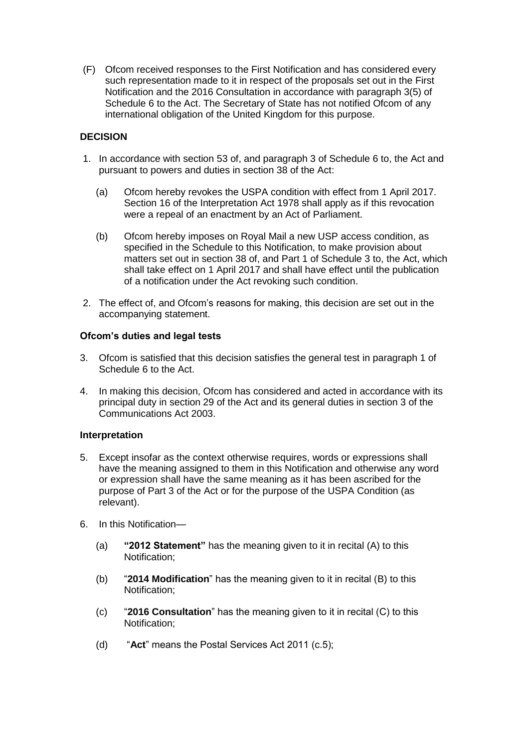(F) Ofcom received responses to the First Notification and has considered every such representation made to it in respect of the proposals set out in the First Notification and the 2016 Consultation in accordance with paragraph 3(5) of Schedule 6 to the Act. The Secretary of State has not notified Ofcom of any international obligation of the United Kingdom for this purpose.

**DECISION**

1. In accordance with section 53 of, and paragraph 3 of Schedule 6 to, the Act and pursuant to powers and duties in section 38 of the Act:

   (a) Ofcom hereby revokes the USPA condition with effect from 1 April 2017. Section 16 of the Interpretation Act 1978 shall apply as if this revocation were a repeal of an enactment by an Act of Parliament.

   (b) Ofcom hereby imposes on Royal Mail a new USP access condition, as specified in the Schedule to this Notification, to make provision about matters set out in section 38 of, and Part 1 of Schedule 3 to, the Act, which shall take effect on 1 April 2017 and shall have effect until the publication of a notification under the Act revoking such condition.

2. The effect of, and Ofcom's reasons for making, this decision are set out in the accompanying statement.

**Ofcom's duties and legal tests**

3. Ofcom is satisfied that this decision satisfies the general test in paragraph 1 of Schedule 6 to the Act.

4. In making this decision, Ofcom has considered and acted in accordance with its principal duty in section 29 of the Act and its general duties in section 3 of the Communications Act 2003.

**Interpretation**

5. Except insofar as the context otherwise requires, words or expressions shall have the meaning assigned to them in this Notification and otherwise any word or expression shall have the same meaning as it has been ascribed for the purpose of Part 3 of the Act or for the purpose of the USPA Condition (as relevant).

6. In this Notification—

   (a) **"2012 Statement"** has the meaning given to it in recital (A) to this Notification;

   (b) "**2014 Modification**" has the meaning given to it in recital (B) to this Notification;

   (c) "**2016 Consultation**" has the meaning given to it in recital (C) to this Notification;

   (d) "**Act**" means the Postal Services Act 2011 (c.5);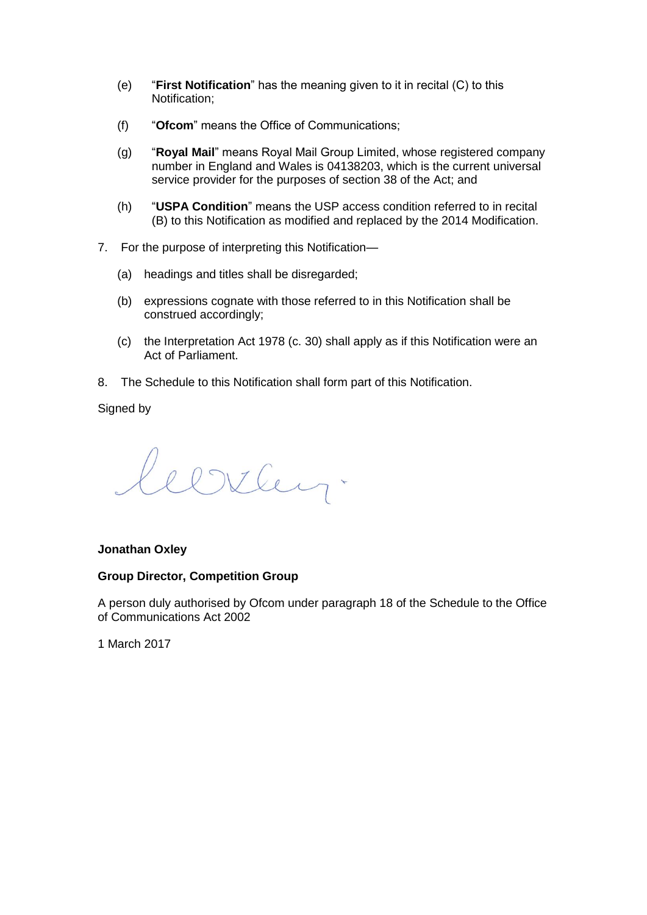(e) "**First Notification**" has the meaning given to it in recital (C) to this Notification;

(f) "**Ofcom**" means the Office of Communications;

(g) "**Royal Mail**" means Royal Mail Group Limited, whose registered company number in England and Wales is 04138203, which is the current universal service provider for the purposes of section 38 of the Act; and

(h) "**USPA Condition**" means the USP access condition referred to in recital (B) to this Notification as modified and replaced by the 2014 Modification.

7. For the purpose of interpreting this Notification—

   (a) headings and titles shall be disregarded;

   (b) expressions cognate with those referred to in this Notification shall be construed accordingly;

   (c) the Interpretation Act 1978 (c. 30) shall apply as if this Notification were an Act of Parliament.

8. The Schedule to this Notification shall form part of this Notification.

Signed by

**Jonathan Oxley**

**Group Director, Competition Group**

A person duly authorised by Ofcom under paragraph 18 of the Schedule to the Office of Communications Act 2002

1 March 2017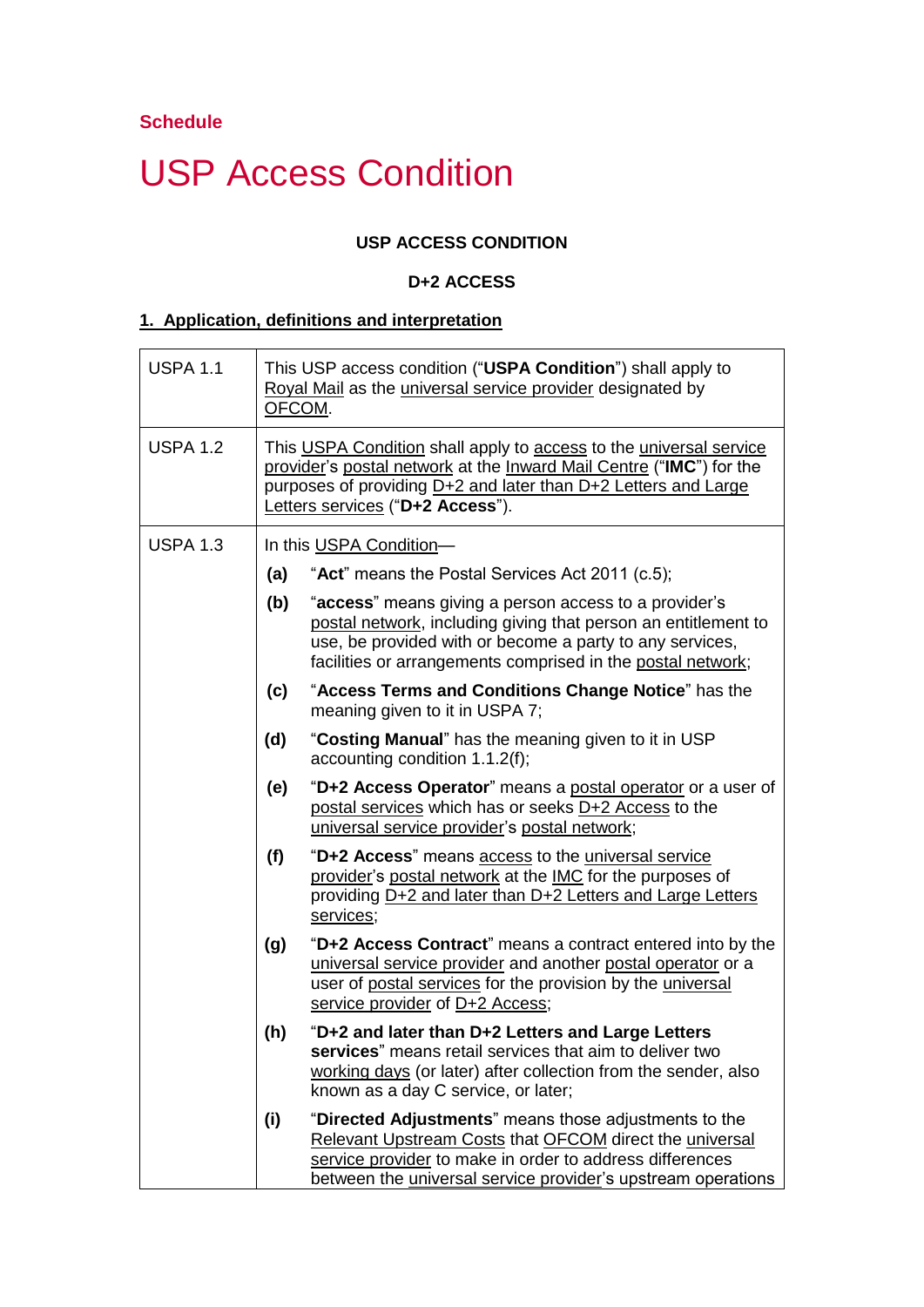**Schedule**

# USP Access Condition

**USP ACCESS CONDITION**

**D+2 ACCESS**

## 1. Application, definitions and interpretation

| | |
|---|---|
| USPA 1.1 | This USP access condition ("**USPA Condition**") shall apply to Royal Mail as the universal service provider designated by OFCOM. |
| USPA 1.2 | This USPA Condition shall apply to access to the universal service provider's postal network at the Inward Mail Centre ("**IMC**") for the purposes of providing D+2 and later than D+2 Letters and Large Letters services ("**D+2 Access**"). |
| USPA 1.3 | In this USPA Condition— <br> **(a)** "**Act**" means the Postal Services Act 2011 (c.5); <br> **(b)** "**access**" means giving a person access to a provider's postal network, including giving that person an entitlement to use, be provided with or become a party to any services, facilities or arrangements comprised in the postal network; <br> **(c)** "**Access Terms and Conditions Change Notice**" has the meaning given to it in USPA 7; <br> **(d)** "**Costing Manual**" has the meaning given to it in USP accounting condition 1.1.2(f); <br> **(e)** "**D+2 Access Operator**" means a postal operator or a user of postal services which has or seeks D+2 Access to the universal service provider's postal network; <br> **(f)** "**D+2 Access**" means access to the universal service provider's postal network at the IMC for the purposes of providing D+2 and later than D+2 Letters and Large Letters services; <br> **(g)** "**D+2 Access Contract**" means a contract entered into by the universal service provider and another postal operator or a user of postal services for the provision by the universal service provider of D+2 Access; <br> **(h)** "**D+2 and later than D+2 Letters and Large Letters services**" means retail services that aim to deliver two working days (or later) after collection from the sender, also known as a day C service, or later; <br> **(i)** "**Directed Adjustments**" means those adjustments to the Relevant Upstream Costs that OFCOM direct the universal service provider to make in order to address differences between the universal service provider's upstream operations |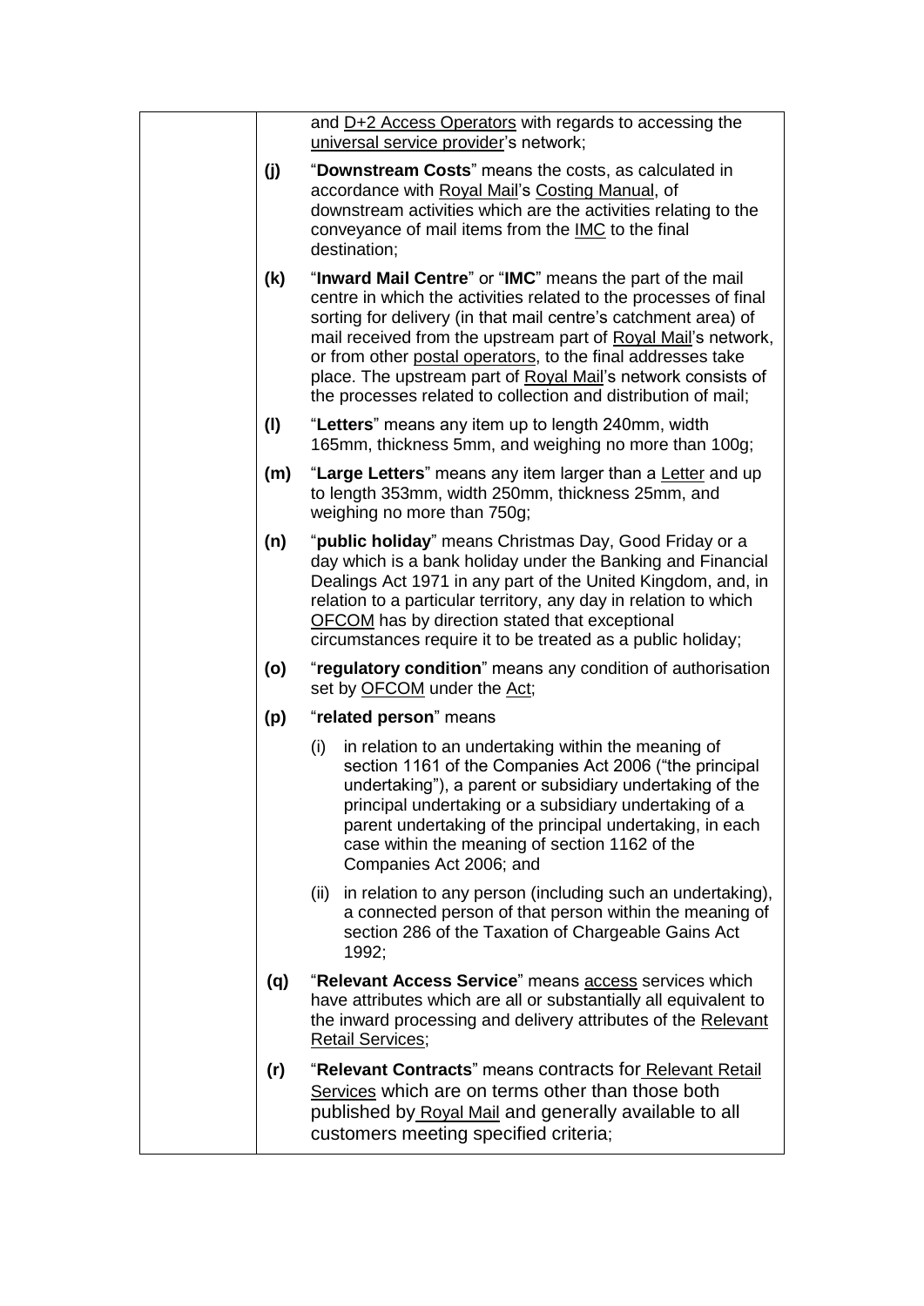and D+2 Access Operators with regards to accessing the universal service provider's network;

**(j)** "**Downstream Costs**" means the costs, as calculated in accordance with Royal Mail's Costing Manual, of downstream activities which are the activities relating to the conveyance of mail items from the IMC to the final destination;

**(k)** "**Inward Mail Centre**" or "**IMC**" means the part of the mail centre in which the activities related to the processes of final sorting for delivery (in that mail centre's catchment area) of mail received from the upstream part of Royal Mail's network, or from other postal operators, to the final addresses take place. The upstream part of Royal Mail's network consists of the processes related to collection and distribution of mail;

**(l)** "**Letters**" means any item up to length 240mm, width 165mm, thickness 5mm, and weighing no more than 100g;

**(m)** "**Large Letters**" means any item larger than a Letter and up to length 353mm, width 250mm, thickness 25mm, and weighing no more than 750g;

**(n)** "**public holiday**" means Christmas Day, Good Friday or a day which is a bank holiday under the Banking and Financial Dealings Act 1971 in any part of the United Kingdom, and, in relation to a particular territory, any day in relation to which OFCOM has by direction stated that exceptional circumstances require it to be treated as a public holiday;

**(o)** "**regulatory condition**" means any condition of authorisation set by OFCOM under the Act;

**(p)** "**related person**" means

- (i) in relation to an undertaking within the meaning of section 1161 of the Companies Act 2006 ("the principal undertaking"), a parent or subsidiary undertaking of the principal undertaking or a subsidiary undertaking of a parent undertaking of the principal undertaking, in each case within the meaning of section 1162 of the Companies Act 2006; and
- (ii) in relation to any person (including such an undertaking), a connected person of that person within the meaning of section 286 of the Taxation of Chargeable Gains Act 1992;

**(q)** "**Relevant Access Service**" means access services which have attributes which are all or substantially all equivalent to the inward processing and delivery attributes of the Relevant Retail Services;

**(r)** "**Relevant Contracts**" means contracts for Relevant Retail Services which are on terms other than those both published by Royal Mail and generally available to all customers meeting specified criteria;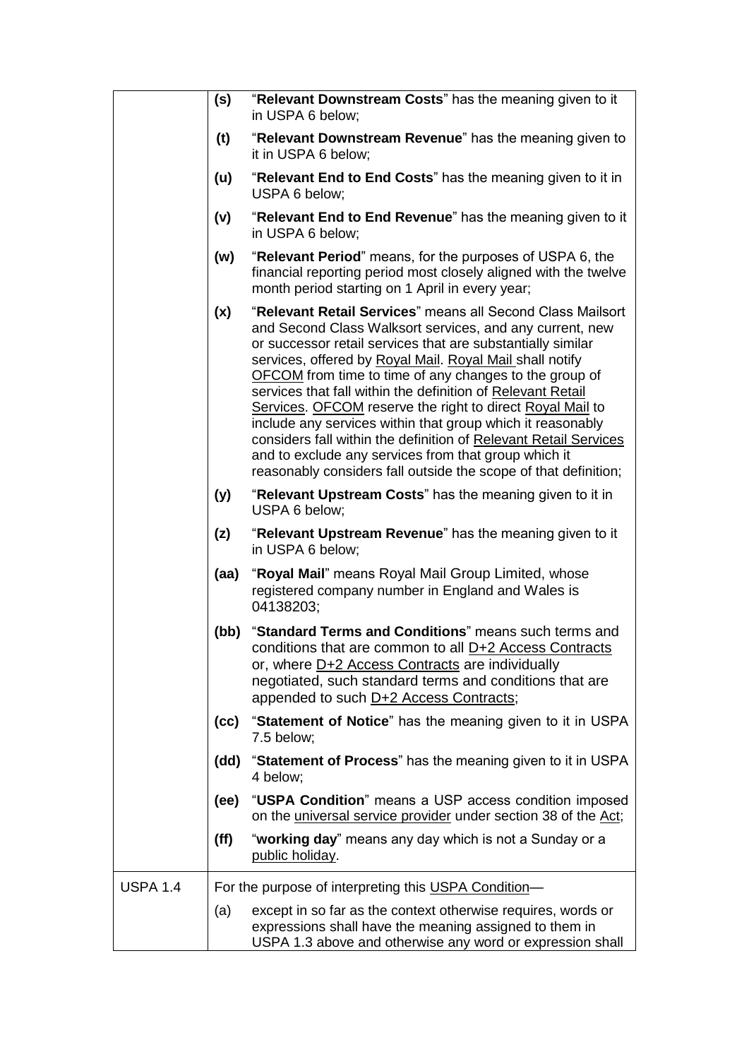| | | |
|---|---|---|
| | **(s)** | "**Relevant Downstream Costs**" has the meaning given to it in USPA 6 below; |
| | **(t)** | "**Relevant Downstream Revenue**" has the meaning given to it in USPA 6 below; |
| | **(u)** | "**Relevant End to End Costs**" has the meaning given to it in USPA 6 below; |
| | **(v)** | "**Relevant End to End Revenue**" has the meaning given to it in USPA 6 below; |
| | **(w)** | "**Relevant Period**" means, for the purposes of USPA 6, the financial reporting period most closely aligned with the twelve month period starting on 1 April in every year; |
| | **(x)** | "**Relevant Retail Services**" means all Second Class Mailsort and Second Class Walksort services, and any current, new or successor retail services that are substantially similar services, offered by Royal Mail. Royal Mail shall notify OFCOM from time to time of any changes to the group of services that fall within the definition of Relevant Retail Services. OFCOM reserve the right to direct Royal Mail to include any services within that group which it reasonably considers fall within the definition of Relevant Retail Services and to exclude any services from that group which it reasonably considers fall outside the scope of that definition; |
| | **(y)** | "**Relevant Upstream Costs**" has the meaning given to it in USPA 6 below; |
| | **(z)** | "**Relevant Upstream Revenue**" has the meaning given to it in USPA 6 below; |
| | **(aa)** | "**Royal Mail**" means Royal Mail Group Limited, whose registered company number in England and Wales is 04138203; |
| | **(bb)** | "**Standard Terms and Conditions**" means such terms and conditions that are common to all D+2 Access Contracts or, where D+2 Access Contracts are individually negotiated, such standard terms and conditions that are appended to such D+2 Access Contracts; |
| | **(cc)** | "**Statement of Notice**" has the meaning given to it in USPA 7.5 below; |
| | **(dd)** | "**Statement of Process**" has the meaning given to it in USPA 4 below; |
| | **(ee)** | "**USPA Condition**" means a USP access condition imposed on the universal service provider under section 38 of the Act; |
| | **(ff)** | "**working day**" means any day which is not a Sunday or a public holiday. |
| USPA 1.4 | | For the purpose of interpreting this USPA Condition— |
| | (a) | except in so far as the context otherwise requires, words or expressions shall have the meaning assigned to them in USPA 1.3 above and otherwise any word or expression shall |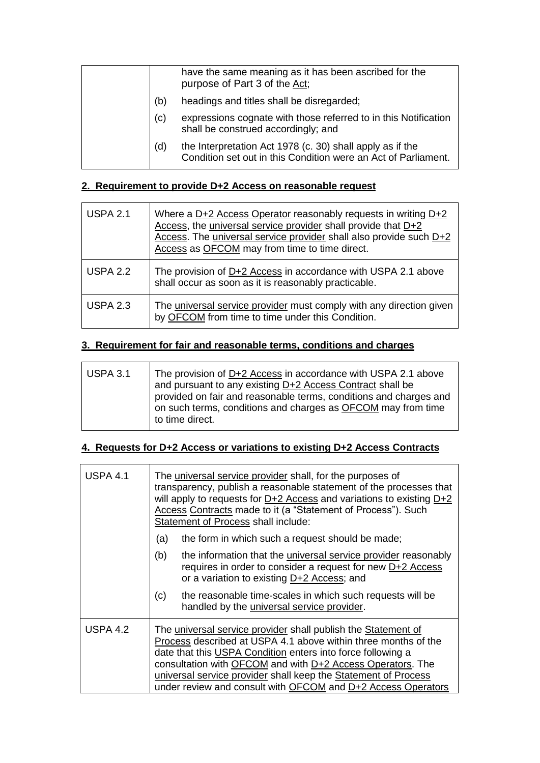| | | |
|---|---|---|
| | | have the same meaning as it has been ascribed for the purpose of Part 3 of the Act; |
| | (b) | headings and titles shall be disregarded; |
| | (c) | expressions cognate with those referred to in this Notification shall be construed accordingly; and |
| | (d) | the Interpretation Act 1978 (c. 30) shall apply as if the Condition set out in this Condition were an Act of Parliament. |

## 2. Requirement to provide D+2 Access on reasonable request

| | |
|---|---|
| USPA 2.1 | Where a D+2 Access Operator reasonably requests in writing D+2 Access, the universal service provider shall provide that D+2 Access. The universal service provider shall also provide such D+2 Access as OFCOM may from time to time direct. |
| USPA 2.2 | The provision of D+2 Access in accordance with USPA 2.1 above shall occur as soon as it is reasonably practicable. |
| USPA 2.3 | The universal service provider must comply with any direction given by OFCOM from time to time under this Condition. |

## 3. Requirement for fair and reasonable terms, conditions and charges

| | |
|---|---|
| USPA 3.1 | The provision of D+2 Access in accordance with USPA 2.1 above and pursuant to any existing D+2 Access Contract shall be provided on fair and reasonable terms, conditions and charges and on such terms, conditions and charges as OFCOM may from time to time direct. |

## 4. Requests for D+2 Access or variations to existing D+2 Access Contracts

| | | |
|---|---|---|
| USPA 4.1 | The universal service provider shall, for the purposes of transparency, publish a reasonable statement of the processes that will apply to requests for D+2 Access and variations to existing D+2 Access Contracts made to it (a "Statement of Process"). Such Statement of Process shall include: | |
| | (a) | the form in which such a request should be made; |
| | (b) | the information that the universal service provider reasonably requires in order to consider a request for new D+2 Access or a variation to existing D+2 Access; and |
| | (c) | the reasonable time-scales in which such requests will be handled by the universal service provider. |
| USPA 4.2 | The universal service provider shall publish the Statement of Process described at USPA 4.1 above within three months of the date that this USPA Condition enters into force following a consultation with OFCOM and with D+2 Access Operators. The universal service provider shall keep the Statement of Process under review and consult with OFCOM and D+2 Access Operators | |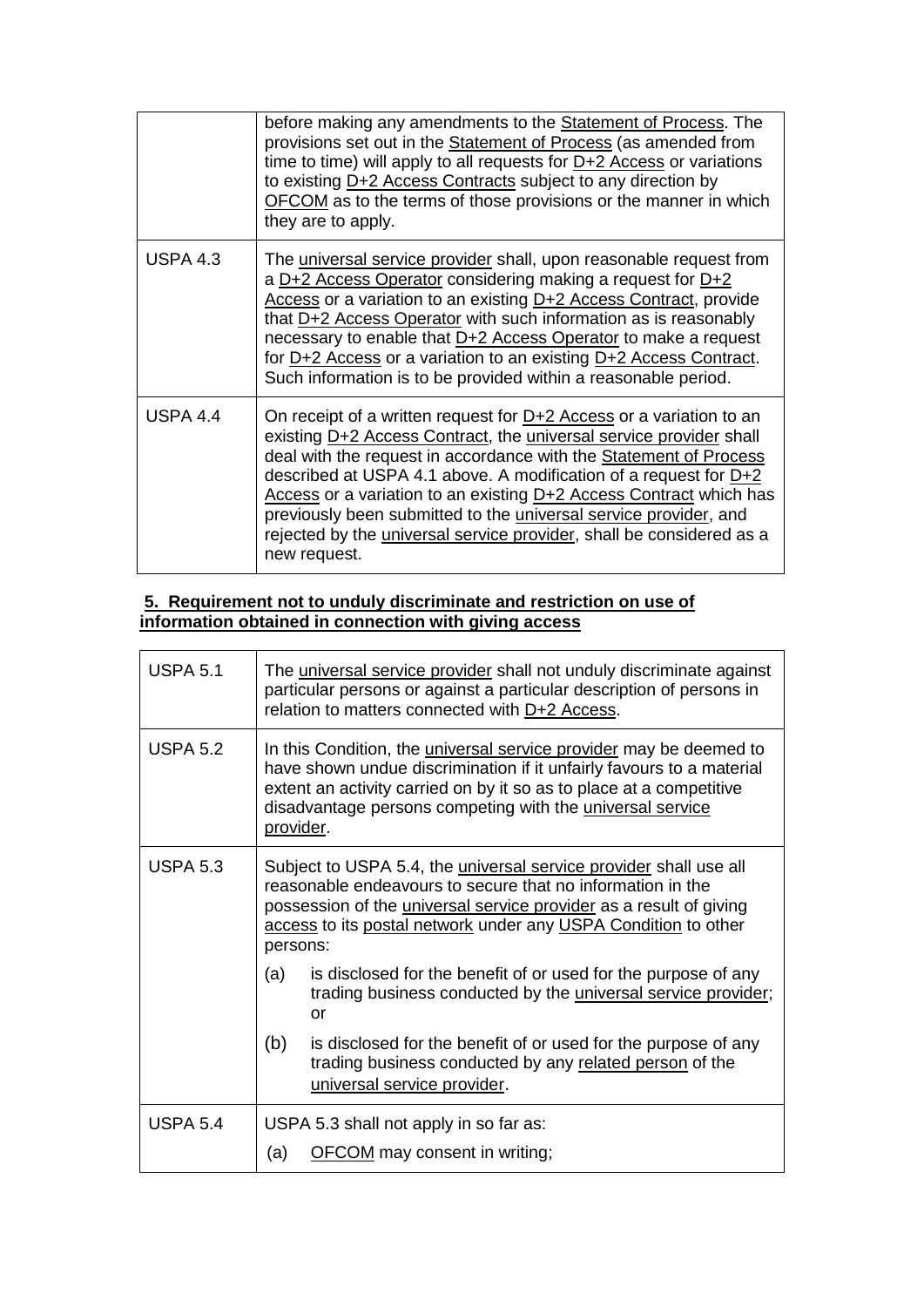| | |
|---|---|
| | before making any amendments to the Statement of Process. The provisions set out in the Statement of Process (as amended from time to time) will apply to all requests for D+2 Access or variations to existing D+2 Access Contracts subject to any direction by OFCOM as to the terms of those provisions or the manner in which they are to apply. |
| USPA 4.3 | The universal service provider shall, upon reasonable request from a D+2 Access Operator considering making a request for D+2 Access or a variation to an existing D+2 Access Contract, provide that D+2 Access Operator with such information as is reasonably necessary to enable that D+2 Access Operator to make a request for D+2 Access or a variation to an existing D+2 Access Contract. Such information is to be provided within a reasonable period. |
| USPA 4.4 | On receipt of a written request for D+2 Access or a variation to an existing D+2 Access Contract, the universal service provider shall deal with the request in accordance with the Statement of Process described at USPA 4.1 above. A modification of a request for D+2 Access or a variation to an existing D+2 Access Contract which has previously been submitted to the universal service provider, and rejected by the universal service provider, shall be considered as a new request. |

**5. Requirement not to unduly discriminate and restriction on use of information obtained in connection with giving access**

| | |
|---|---|
| USPA 5.1 | The universal service provider shall not unduly discriminate against particular persons or against a particular description of persons in relation to matters connected with D+2 Access. |
| USPA 5.2 | In this Condition, the universal service provider may be deemed to have shown undue discrimination if it unfairly favours to a material extent an activity carried on by it so as to place at a competitive disadvantage persons competing with the universal service provider. |
| USPA 5.3 | Subject to USPA 5.4, the universal service provider shall use all reasonable endeavours to secure that no information in the possession of the universal service provider as a result of giving access to its postal network under any USPA Condition to other persons:<br>(a) is disclosed for the benefit of or used for the purpose of any trading business conducted by the universal service provider; or<br>(b) is disclosed for the benefit of or used for the purpose of any trading business conducted by any related person of the universal service provider. |
| USPA 5.4 | USPA 5.3 shall not apply in so far as:<br>(a) OFCOM may consent in writing; |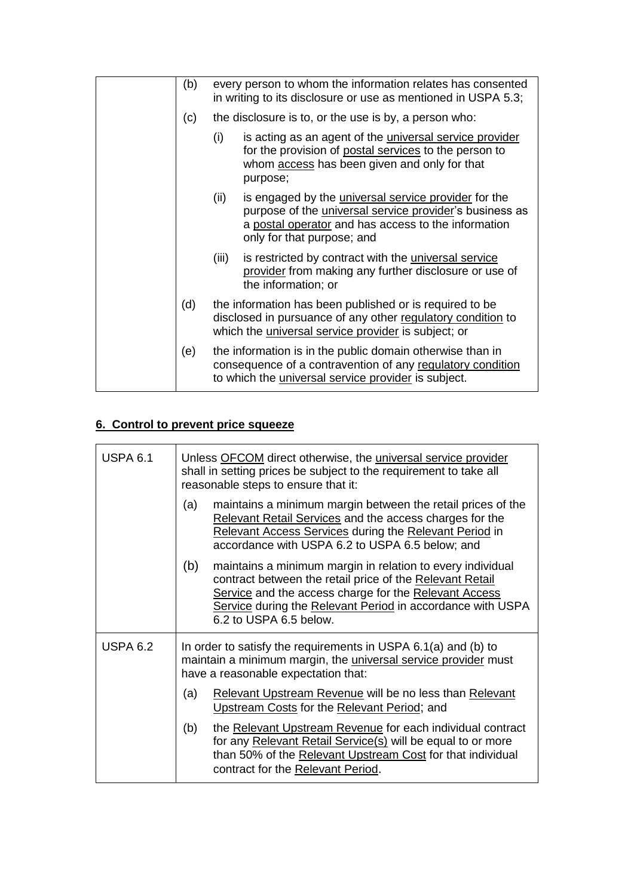| | |
|---|---|
| | (b) every person to whom the information relates has consented in writing to its disclosure or use as mentioned in USPA 5.3;<br><br>(c) the disclosure is to, or the use is by, a person who:<br><br>(i) is acting as an agent of the universal service provider for the provision of postal services to the person to whom access has been given and only for that purpose;<br><br>(ii) is engaged by the universal service provider for the purpose of the universal service provider's business as a postal operator and has access to the information only for that purpose; and<br><br>(iii) is restricted by contract with the universal service provider from making any further disclosure or use of the information; or<br><br>(d) the information has been published or is required to be disclosed in pursuance of any other regulatory condition to which the universal service provider is subject; or<br><br>(e) the information is in the public domain otherwise than in consequence of a contravention of any regulatory condition to which the universal service provider is subject. |

## 6. Control to prevent price squeeze

| | |
|---|---|
| USPA 6.1 | Unless OFCOM direct otherwise, the universal service provider shall in setting prices be subject to the requirement to take all reasonable steps to ensure that it:<br><br>(a) maintains a minimum margin between the retail prices of the Relevant Retail Services and the access charges for the Relevant Access Services during the Relevant Period in accordance with USPA 6.2 to USPA 6.5 below; and<br><br>(b) maintains a minimum margin in relation to every individual contract between the retail price of the Relevant Retail Service and the access charge for the Relevant Access Service during the Relevant Period in accordance with USPA 6.2 to USPA 6.5 below. |
| USPA 6.2 | In order to satisfy the requirements in USPA 6.1(a) and (b) to maintain a minimum margin, the universal service provider must have a reasonable expectation that:<br><br>(a) Relevant Upstream Revenue will be no less than Relevant Upstream Costs for the Relevant Period; and<br><br>(b) the Relevant Upstream Revenue for each individual contract for any Relevant Retail Service(s) will be equal to or more than 50% of the Relevant Upstream Cost for that individual contract for the Relevant Period. |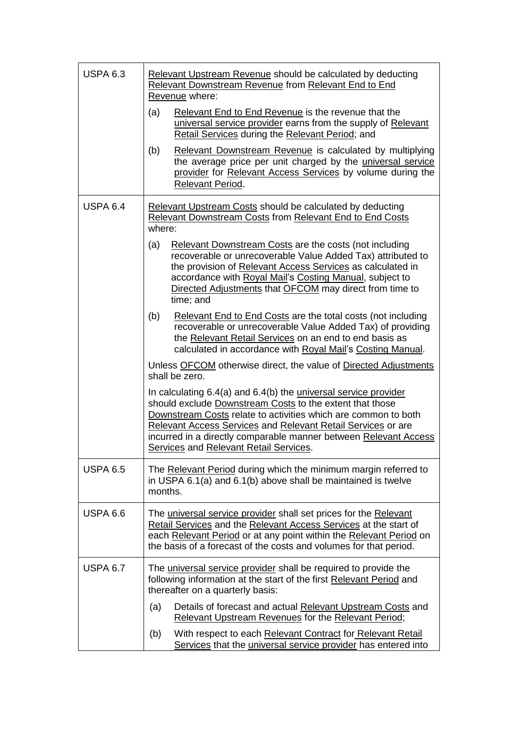| | |
|---|---|
| USPA 6.3 | Relevant Upstream Revenue should be calculated by deducting Relevant Downstream Revenue from Relevant End to End Revenue where:<br><br>(a) Relevant End to End Revenue is the revenue that the universal service provider earns from the supply of Relevant Retail Services during the Relevant Period; and<br><br>(b) Relevant Downstream Revenue is calculated by multiplying the average price per unit charged by the universal service provider for Relevant Access Services by volume during the Relevant Period. |
| USPA 6.4 | Relevant Upstream Costs should be calculated by deducting Relevant Downstream Costs from Relevant End to End Costs where:<br><br>(a) Relevant Downstream Costs are the costs (not including recoverable or unrecoverable Value Added Tax) attributed to the provision of Relevant Access Services as calculated in accordance with Royal Mail's Costing Manual, subject to Directed Adjustments that OFCOM may direct from time to time; and<br><br>(b) Relevant End to End Costs are the total costs (not including recoverable or unrecoverable Value Added Tax) of providing the Relevant Retail Services on an end to end basis as calculated in accordance with Royal Mail's Costing Manual.<br><br>Unless OFCOM otherwise direct, the value of Directed Adjustments shall be zero.<br><br>In calculating 6.4(a) and 6.4(b) the universal service provider should exclude Downstream Costs to the extent that those Downstream Costs relate to activities which are common to both Relevant Access Services and Relevant Retail Services or are incurred in a directly comparable manner between Relevant Access Services and Relevant Retail Services. |
| USPA 6.5 | The Relevant Period during which the minimum margin referred to in USPA 6.1(a) and 6.1(b) above shall be maintained is twelve months. |
| USPA 6.6 | The universal service provider shall set prices for the Relevant Retail Services and the Relevant Access Services at the start of each Relevant Period or at any point within the Relevant Period on the basis of a forecast of the costs and volumes for that period. |
| USPA 6.7 | The universal service provider shall be required to provide the following information at the start of the first Relevant Period and thereafter on a quarterly basis:<br><br>(a) Details of forecast and actual Relevant Upstream Costs and Relevant Upstream Revenues for the Relevant Period;<br><br>(b) With respect to each Relevant Contract for Relevant Retail Services that the universal service provider has entered into |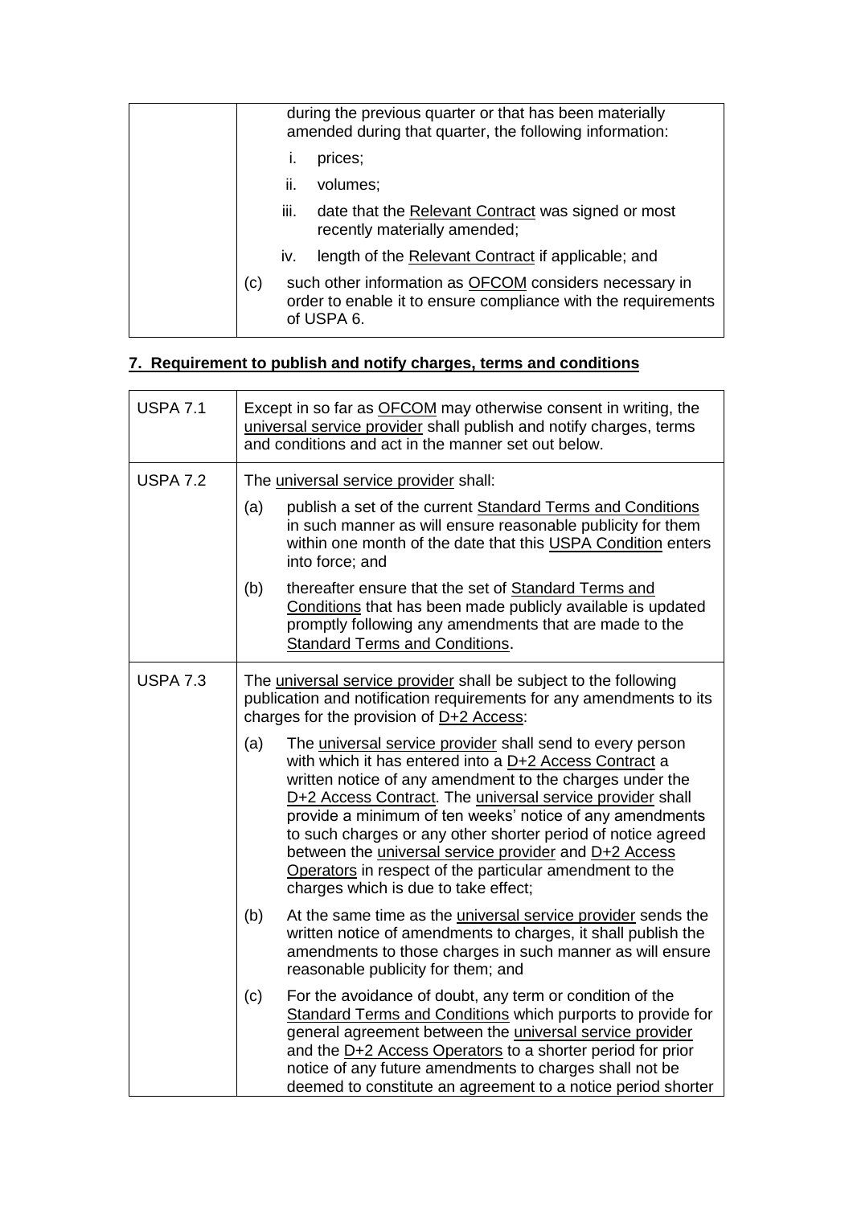| | |
|---|---|
| | during the previous quarter or that has been materially amended during that quarter, the following information:<br>i. prices;<br>ii. volumes;<br>iii. date that the Relevant Contract was signed or most recently materially amended;<br>iv. length of the Relevant Contract if applicable; and<br>(c) such other information as OFCOM considers necessary in order to enable it to ensure compliance with the requirements of USPA 6. |

## 7. Requirement to publish and notify charges, terms and conditions

| | |
|---|---|
| USPA 7.1 | Except in so far as OFCOM may otherwise consent in writing, the universal service provider shall publish and notify charges, terms and conditions and act in the manner set out below. |
| USPA 7.2 | The universal service provider shall:<br>(a) publish a set of the current Standard Terms and Conditions in such manner as will ensure reasonable publicity for them within one month of the date that this USPA Condition enters into force; and<br>(b) thereafter ensure that the set of Standard Terms and Conditions that has been made publicly available is updated promptly following any amendments that are made to the Standard Terms and Conditions. |
| USPA 7.3 | The universal service provider shall be subject to the following publication and notification requirements for any amendments to its charges for the provision of D+2 Access:<br>(a) The universal service provider shall send to every person with which it has entered into a D+2 Access Contract a written notice of any amendment to the charges under the D+2 Access Contract. The universal service provider shall provide a minimum of ten weeks' notice of any amendments to such charges or any other shorter period of notice agreed between the universal service provider and D+2 Access Operators in respect of the particular amendment to the charges which is due to take effect;<br>(b) At the same time as the universal service provider sends the written notice of amendments to charges, it shall publish the amendments to those charges in such manner as will ensure reasonable publicity for them; and<br>(c) For the avoidance of doubt, any term or condition of the Standard Terms and Conditions which purports to provide for general agreement between the universal service provider and the D+2 Access Operators to a shorter period for prior notice of any future amendments to charges shall not be deemed to constitute an agreement to a notice period shorter |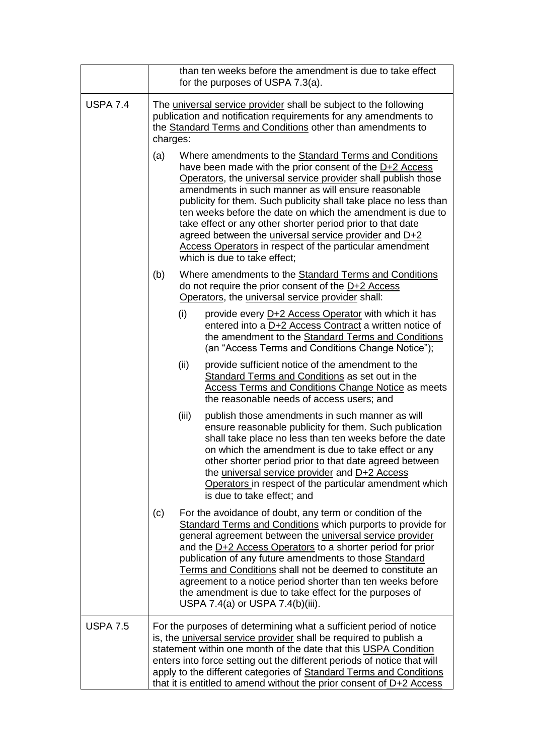| | |
|---|---|
| | than ten weeks before the amendment is due to take effect for the purposes of USPA 7.3(a). |
| USPA 7.4 | The universal service provider shall be subject to the following publication and notification requirements for any amendments to the Standard Terms and Conditions other than amendments to charges:<br><br>(a) Where amendments to the Standard Terms and Conditions have been made with the prior consent of the D+2 Access Operators, the universal service provider shall publish those amendments in such manner as will ensure reasonable publicity for them. Such publicity shall take place no less than ten weeks before the date on which the amendment is due to take effect or any other shorter period prior to that date agreed between the universal service provider and D+2 Access Operators in respect of the particular amendment which is due to take effect;<br><br>(b) Where amendments to the Standard Terms and Conditions do not require the prior consent of the D+2 Access Operators, the universal service provider shall:<br><br>(i) provide every D+2 Access Operator with which it has entered into a D+2 Access Contract a written notice of the amendment to the Standard Terms and Conditions (an "Access Terms and Conditions Change Notice");<br><br>(ii) provide sufficient notice of the amendment to the Standard Terms and Conditions as set out in the Access Terms and Conditions Change Notice as meets the reasonable needs of access users; and<br><br>(iii) publish those amendments in such manner as will ensure reasonable publicity for them. Such publication shall take place no less than ten weeks before the date on which the amendment is due to take effect or any other shorter period prior to that date agreed between the universal service provider and D+2 Access Operators in respect of the particular amendment which is due to take effect; and<br><br>(c) For the avoidance of doubt, any term or condition of the Standard Terms and Conditions which purports to provide for general agreement between the universal service provider and the D+2 Access Operators to a shorter period for prior publication of any future amendments to those Standard Terms and Conditions shall not be deemed to constitute an agreement to a notice period shorter than ten weeks before the amendment is due to take effect for the purposes of USPA 7.4(a) or USPA 7.4(b)(iii). |
| USPA 7.5 | For the purposes of determining what a sufficient period of notice is, the universal service provider shall be required to publish a statement within one month of the date that this USPA Condition enters into force setting out the different periods of notice that will apply to the different categories of Standard Terms and Conditions that it is entitled to amend without the prior consent of D+2 Access |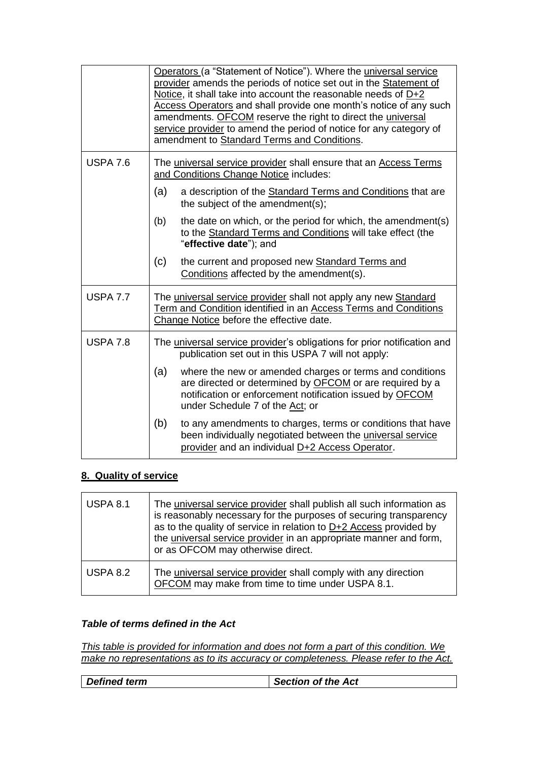| | |
|---|---|
| | Operators (a "Statement of Notice"). Where the universal service provider amends the periods of notice set out in the Statement of Notice, it shall take into account the reasonable needs of D+2 Access Operators and shall provide one month's notice of any such amendments. OFCOM reserve the right to direct the universal service provider to amend the period of notice for any category of amendment to Standard Terms and Conditions. |
| USPA 7.6 | The universal service provider shall ensure that an Access Terms and Conditions Change Notice includes:<br>(a) a description of the Standard Terms and Conditions that are the subject of the amendment(s);<br>(b) the date on which, or the period for which, the amendment(s) to the Standard Terms and Conditions will take effect (the "**effective date**"); and<br>(c) the current and proposed new Standard Terms and Conditions affected by the amendment(s). |
| USPA 7.7 | The universal service provider shall not apply any new Standard Term and Condition identified in an Access Terms and Conditions Change Notice before the effective date. |
| USPA 7.8 | The universal service provider's obligations for prior notification and publication set out in this USPA 7 will not apply:<br>(a) where the new or amended charges or terms and conditions are directed or determined by OFCOM or are required by a notification or enforcement notification issued by OFCOM under Schedule 7 of the Act; or<br>(b) to any amendments to charges, terms or conditions that have been individually negotiated between the universal service provider and an individual D+2 Access Operator. |

## 8. Quality of service

| | |
|---|---|
| USPA 8.1 | The universal service provider shall publish all such information as is reasonably necessary for the purposes of securing transparency as to the quality of service in relation to D+2 Access provided by the universal service provider in an appropriate manner and form, or as OFCOM may otherwise direct. |
| USPA 8.2 | The universal service provider shall comply with any direction OFCOM may make from time to time under USPA 8.1. |

***Table of terms defined in the Act***

*This table is provided for information and does not form a part of this condition. We make no representations as to its accuracy or completeness. Please refer to the Act.*

| ***Defined term*** | ***Section of the Act*** |
|---|---|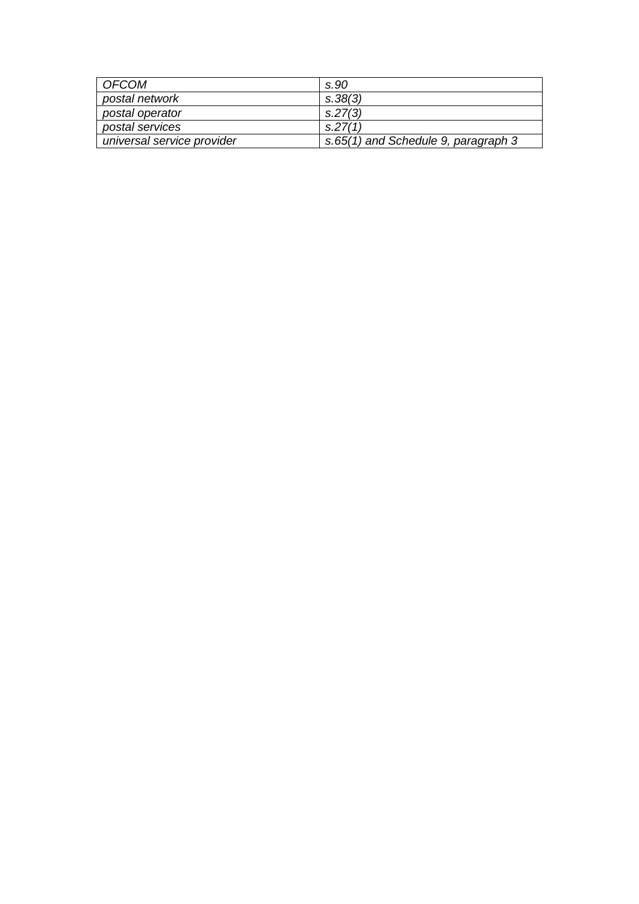| | |
|---|---|
| *OFCOM* | *s.90* |
| *postal network* | *s.38(3)* |
| *postal operator* | *s.27(3)* |
| *postal services* | *s.27(1)* |
| *universal service provider* | *s.65(1) and Schedule 9, paragraph 3* |